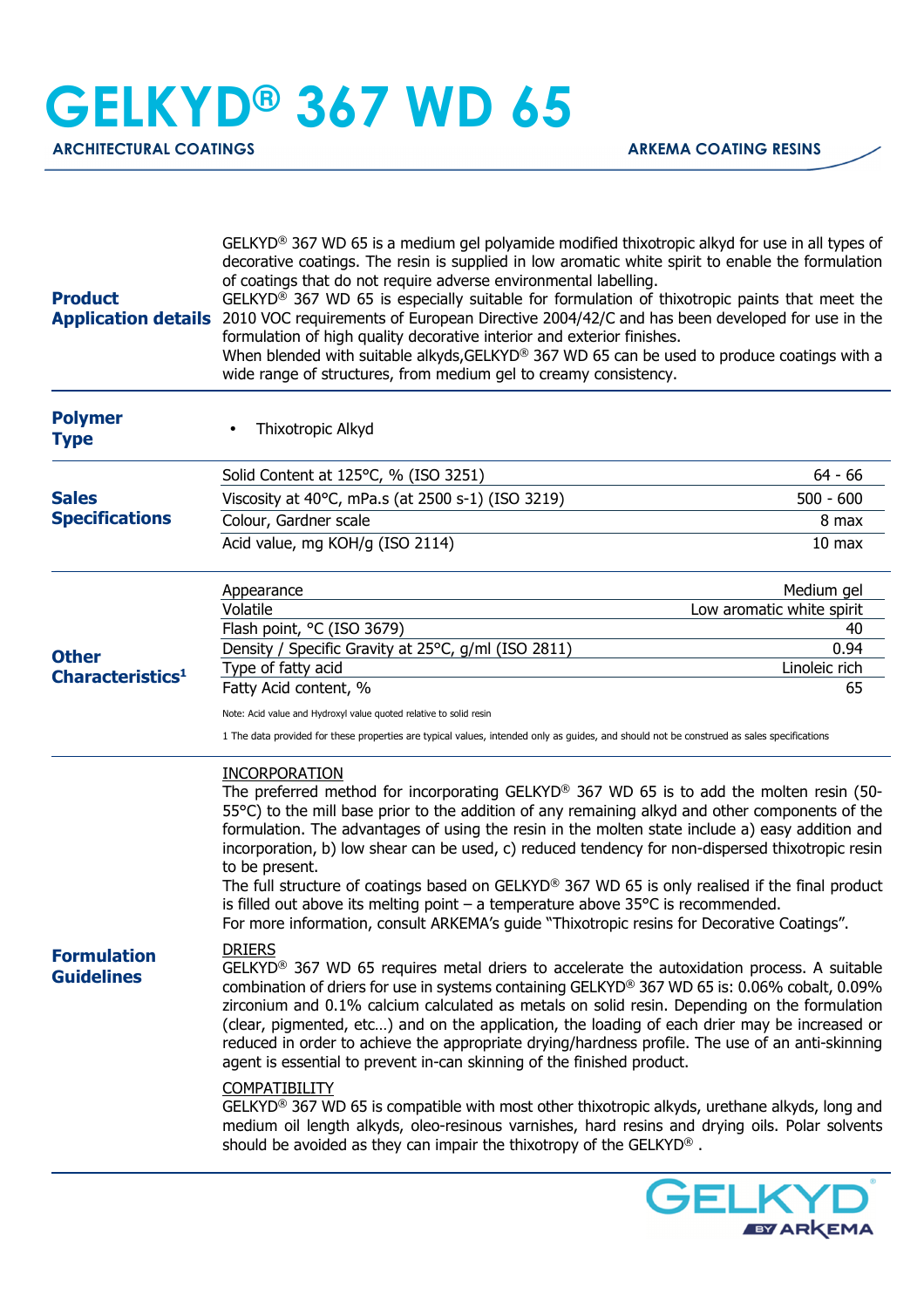# GELKYD® 367 WD 65

**ARCHITECTURAL COATINGS** | **ARKEMA COATING RESINS**

## Product Application details

GELKYD® 367 WD 65 is a medium gel polyamide modified thixotropic alkyd for use in all types of decorative coatings. The resin is supplied in low aromatic white spirit to enable the formulation of coatings that do not require adverse environmental labelling.
GELKYD® 367 WD 65 is especially suitable for formulation of thixotropic paints that meet the 2010 VOC requirements of European Directive 2004/42/C and has been developed for use in the formulation of high quality decorative interior and exterior finishes.
When blended with suitable alkyds,GELKYD® 367 WD 65 can be used to produce coatings with a wide range of structures, from medium gel to creamy consistency.

## Polymer Type

- Thixotropic Alkyd

## Sales Specifications

| Property | Value |
|---|---|
| Solid Content at 125°C, % (ISO 3251) | 64 - 66 |
| Viscosity at 40°C, mPa.s (at 2500 s-1) (ISO 3219) | 500 - 600 |
| Colour, Gardner scale | 8 max |
| Acid value, mg KOH/g (ISO 2114) | 10 max |

## Other Characteristics[1]

| Property | Value |
|---|---|
| Appearance | Medium gel |
| Volatile | Low aromatic white spirit |
| Flash point, °C (ISO 3679) | 40 |
| Density / Specific Gravity at 25°C, g/ml (ISO 2811) | 0.94 |
| Type of fatty acid | Linoleic rich |
| Fatty Acid content, % | 65 |

Note: Acid value and Hydroxyl value quoted relative to solid resin

1 The data provided for these properties are typical values, intended only as guides, and should not be construed as sales specifications

## Formulation Guidelines

INCORPORATION

The preferred method for incorporating GELKYD® 367 WD 65 is to add the molten resin (50-55°C) to the mill base prior to the addition of any remaining alkyd and other components of the formulation. The advantages of using the resin in the molten state include a) easy addition and incorporation, b) low shear can be used, c) reduced tendency for non-dispersed thixotropic resin to be present.
The full structure of coatings based on GELKYD® 367 WD 65 is only realised if the final product is filled out above its melting point – a temperature above 35°C is recommended.
For more information, consult ARKEMA's guide "Thixotropic resins for Decorative Coatings".

DRIERS

GELKYD® 367 WD 65 requires metal driers to accelerate the autoxidation process. A suitable combination of driers for use in systems containing GELKYD® 367 WD 65 is: 0.06% cobalt, 0.09% zirconium and 0.1% calcium calculated as metals on solid resin. Depending on the formulation (clear, pigmented, etc…) and on the application, the loading of each drier may be increased or reduced in order to achieve the appropriate drying/hardness profile. The use of an anti-skinning agent is essential to prevent in-can skinning of the finished product.

COMPATIBILITY

GELKYD® 367 WD 65 is compatible with most other thixotropic alkyds, urethane alkyds, long and medium oil length alkyds, oleo-resinous varnishes, hard resins and drying oils. Polar solvents should be avoided as they can impair the thixotropy of the GELKYD® .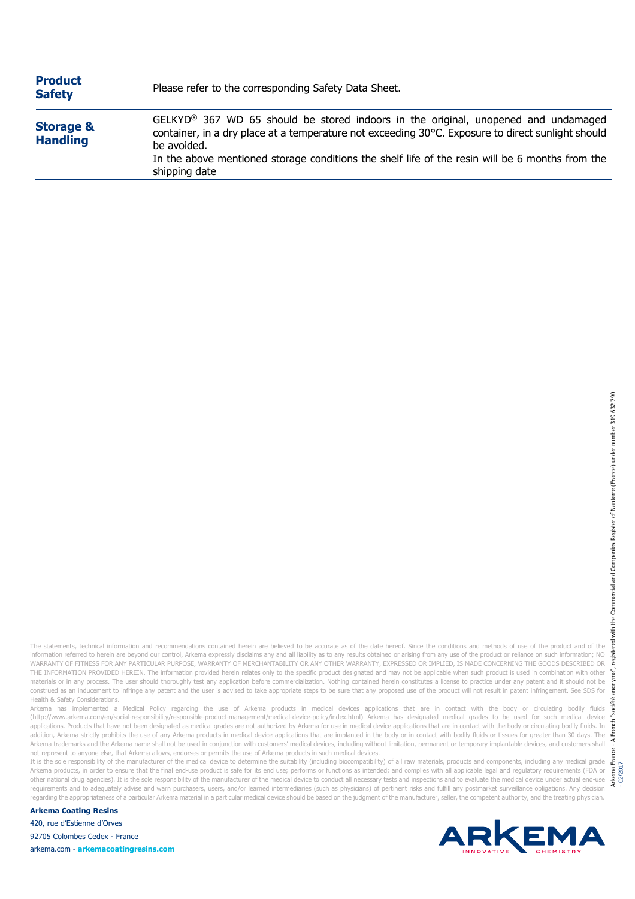| | |
|---|---|
| **Product Safety** | Please refer to the corresponding Safety Data Sheet. |
| **Storage & Handling** | GELKYD® 367 WD 65 should be stored indoors in the original, unopened and undamaged container, in a dry place at a temperature not exceeding 30°C. Exposure to direct sunlight should be avoided. In the above mentioned storage conditions the shelf life of the resin will be 6 months from the shipping date |

The statements, technical information and recommendations contained herein are believed to be accurate as of the date hereof. Since the conditions and methods of use of the product and of the information referred to herein are beyond our control, Arkema expressly disclaims any and all liability as to any results obtained or arising from any use of the product or reliance on such information; NO WARRANTY OF FITNESS FOR ANY PARTICULAR PURPOSE, WARRANTY OF MERCHANTABILITY OR ANY OTHER WARRANTY, EXPRESSED OR IMPLIED, IS MADE CONCERNING THE GOODS DESCRIBED OR THE INFORMATION PROVIDED HEREIN. The information provided herein relates only to the specific product designated and may not be applicable when such product is used in combination with other materials or in any process. The user should thoroughly test any application before commercialization. Nothing contained herein constitutes a license to practice under any patent and it should not be construed as an inducement to infringe any patent and the user is advised to take appropriate steps to be sure that any proposed use of the product will not result in patent infringement. See SDS for Health & Safety Considerations.

Arkema has implemented a Medical Policy regarding the use of Arkema products in medical devices applications that are in contact with the body or circulating bodily fluids (http://www.arkema.com/en/social-responsibility/responsible-product-management/medical-device-policy/index.html) Arkema has designated medical grades to be used for such medical device applications. Products that have not been designated as medical grades are not authorized by Arkema for use in medical device applications that are in contact with the body or circulating bodily fluids. In addition, Arkema strictly prohibits the use of any Arkema products in medical device applications that are implanted in the body or in contact with bodily fluids or tissues for greater than 30 days. The Arkema trademarks and the Arkema name shall not be used in conjunction with customers' medical devices, including without limitation, permanent or temporary implantable devices, and customers shall not represent to anyone else, that Arkema allows, endorses or permits the use of Arkema products in such medical devices.

It is the sole responsibility of the manufacturer of the medical device to determine the suitability (including biocompatibility) of all raw materials, products and components, including any medical grade Arkema products, in order to ensure that the final end-use product is safe for its end use; performs or functions as intended; and complies with all applicable legal and regulatory requirements (FDA or other national drug agencies). It is the sole responsibility of the manufacturer of the medical device to conduct all necessary tests and inspections and to evaluate the medical device under actual end-use requirements and to adequately advise and warn purchasers, users, and/or learned intermediaries (such as physicians) of pertinent risks and fulfill any postmarket surveillance obligations. Any decision regarding the appropriateness of a particular Arkema material in a particular medical device should be based on the judgment of the manufacturer, seller, the competent authority, and the treating physician.

**Arkema Coating Resins**
420, rue d'Estienne d'Orves
92705 Colombes Cedex - France
arkema.com - **arkemacoatingresins.com**

Arkema France - A French "société anonyme", registered with the Commercial and Companies Register of Nanterre (France) under number 319 632 790 - 02/2017